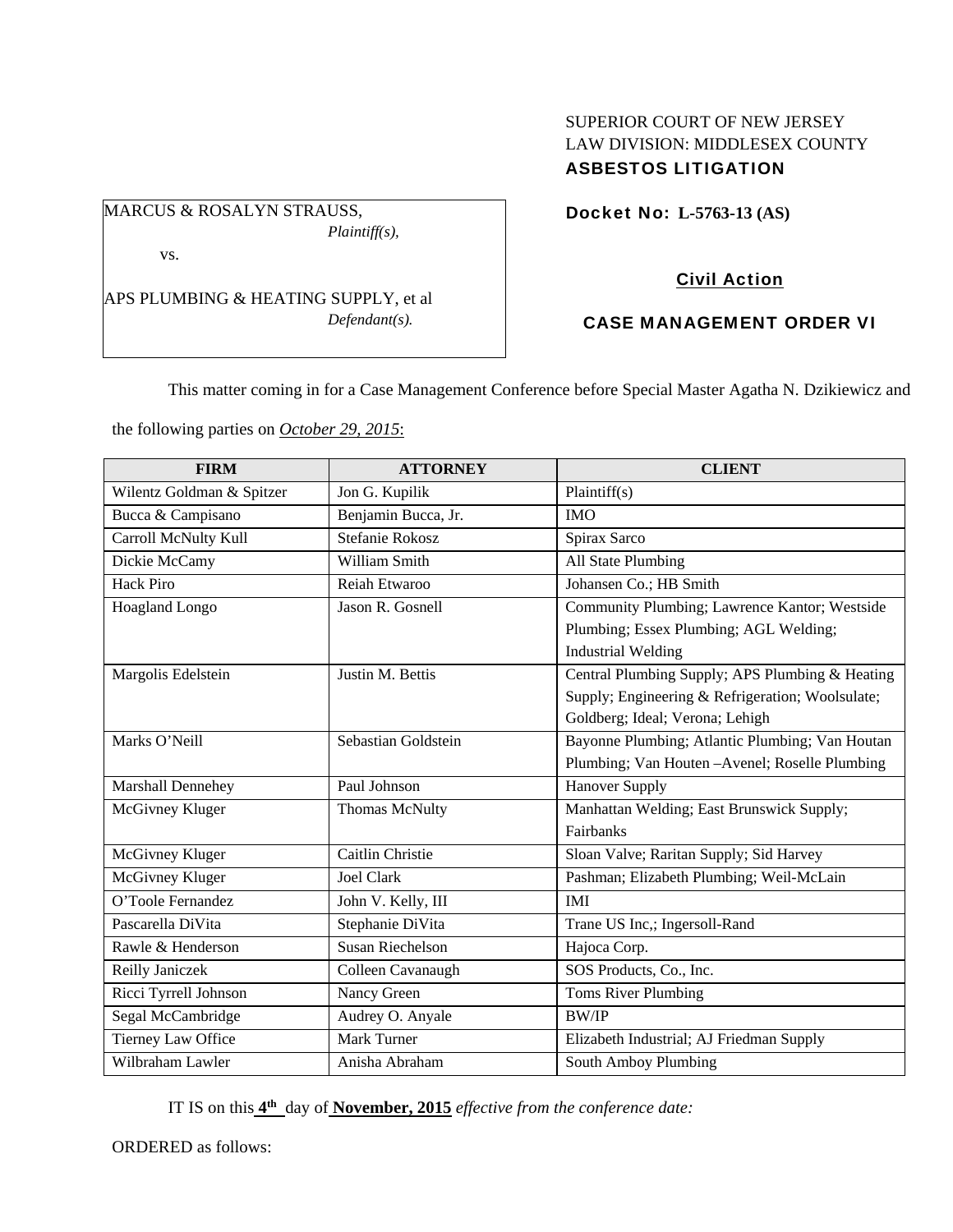SUPERIOR COURT OF NEW JERSEY
LAW DIVISION: MIDDLESEX COUNTY
**ASBESTOS LITIGATION**

MARCUS & ROSALYN STRAUSS,
*Plaintiff(s),*

vs.

APS PLUMBING & HEATING SUPPLY, et al
*Defendant(s).*

**Docket No: L-5763-13 (AS)**

**Civil Action**

**CASE MANAGEMENT ORDER VI**

This matter coming in for a Case Management Conference before Special Master Agatha N. Dzikiewicz and the following parties on *October 29, 2015*:

| FIRM | ATTORNEY | CLIENT |
|---|---|---|
| Wilentz Goldman & Spitzer | Jon G. Kupilik | Plaintiff(s) |
| Bucca & Campisano | Benjamin Bucca, Jr. | IMO |
| Carroll McNulty Kull | Stefanie Rokosz | Spirax Sarco |
| Dickie McCamy | William Smith | All State Plumbing |
| Hack Piro | Reiah Etwaroo | Johansen Co.; HB Smith |
| Hoagland Longo | Jason R. Gosnell | Community Plumbing; Lawrence Kantor; Westside Plumbing; Essex Plumbing; AGL Welding; Industrial Welding |
| Margolis Edelstein | Justin M. Bettis | Central Plumbing Supply; APS Plumbing & Heating Supply; Engineering & Refrigeration; Woolsulate; Goldberg; Ideal; Verona; Lehigh |
| Marks O'Neill | Sebastian Goldstein | Bayonne Plumbing; Atlantic Plumbing; Van Houtan Plumbing; Van Houten –Avenel; Roselle Plumbing |
| Marshall Dennehey | Paul Johnson | Hanover Supply |
| McGivney Kluger | Thomas McNulty | Manhattan Welding; East Brunswick Supply; Fairbanks |
| McGivney Kluger | Caitlin Christie | Sloan Valve; Raritan Supply; Sid Harvey |
| McGivney Kluger | Joel Clark | Pashman; Elizabeth Plumbing; Weil-McLain |
| O'Toole Fernandez | John V. Kelly, III | IMI |
| Pascarella DiVita | Stephanie DiVita | Trane US Inc,; Ingersoll-Rand |
| Rawle & Henderson | Susan Riechelson | Hajoca Corp. |
| Reilly Janiczek | Colleen Cavanaugh | SOS Products, Co., Inc. |
| Ricci Tyrrell Johnson | Nancy Green | Toms River Plumbing |
| Segal McCambridge | Audrey O. Anyale | BW/IP |
| Tierney Law Office | Mark Turner | Elizabeth Industrial; AJ Friedman Supply |
| Wilbraham Lawler | Anisha Abraham | South Amboy Plumbing |

IT IS on this **4th** day of **November, 2015** *effective from the conference date:*

ORDERED as follows: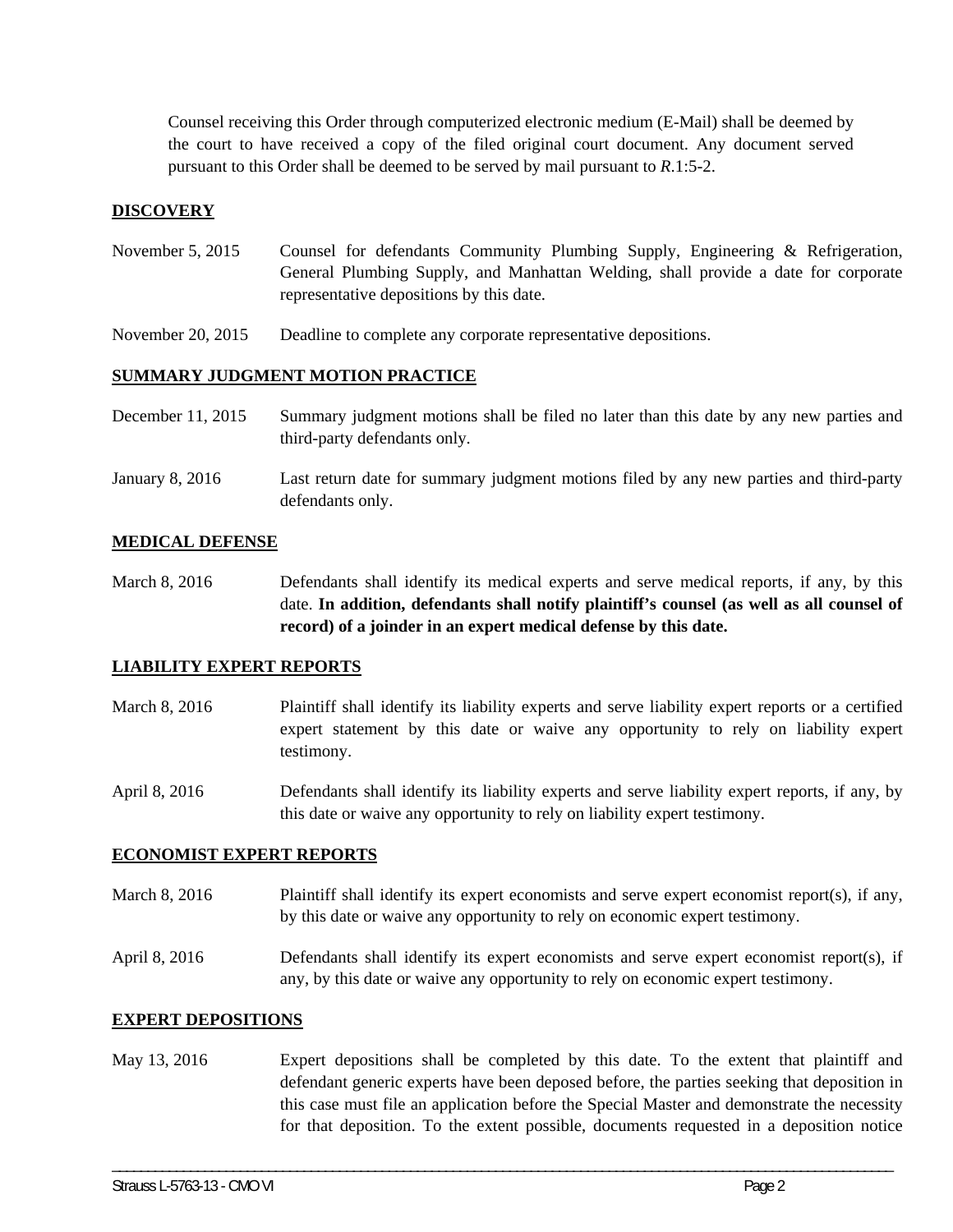Counsel receiving this Order through computerized electronic medium (E-Mail) shall be deemed by the court to have received a copy of the filed original court document. Any document served pursuant to this Order shall be deemed to be served by mail pursuant to *R*.1:5-2.

## DISCOVERY

November 5, 2015 — Counsel for defendants Community Plumbing Supply, Engineering & Refrigeration, General Plumbing Supply, and Manhattan Welding, shall provide a date for corporate representative depositions by this date.

November 20, 2015 — Deadline to complete any corporate representative depositions.

## SUMMARY JUDGMENT MOTION PRACTICE

December 11, 2015 — Summary judgment motions shall be filed no later than this date by any new parties and third-party defendants only.

January 8, 2016 — Last return date for summary judgment motions filed by any new parties and third-party defendants only.

## MEDICAL DEFENSE

March 8, 2016 — Defendants shall identify its medical experts and serve medical reports, if any, by this date. **In addition, defendants shall notify plaintiff's counsel (as well as all counsel of record) of a joinder in an expert medical defense by this date.**

## LIABILITY EXPERT REPORTS

March 8, 2016 — Plaintiff shall identify its liability experts and serve liability expert reports or a certified expert statement by this date or waive any opportunity to rely on liability expert testimony.

April 8, 2016 — Defendants shall identify its liability experts and serve liability expert reports, if any, by this date or waive any opportunity to rely on liability expert testimony.

## ECONOMIST EXPERT REPORTS

March 8, 2016 — Plaintiff shall identify its expert economists and serve expert economist report(s), if any, by this date or waive any opportunity to rely on economic expert testimony.

April 8, 2016 — Defendants shall identify its expert economists and serve expert economist report(s), if any, by this date or waive any opportunity to rely on economic expert testimony.

## EXPERT DEPOSITIONS

May 13, 2016 — Expert depositions shall be completed by this date. To the extent that plaintiff and defendant generic experts have been deposed before, the parties seeking that deposition in this case must file an application before the Special Master and demonstrate the necessity for that deposition. To the extent possible, documents requested in a deposition notice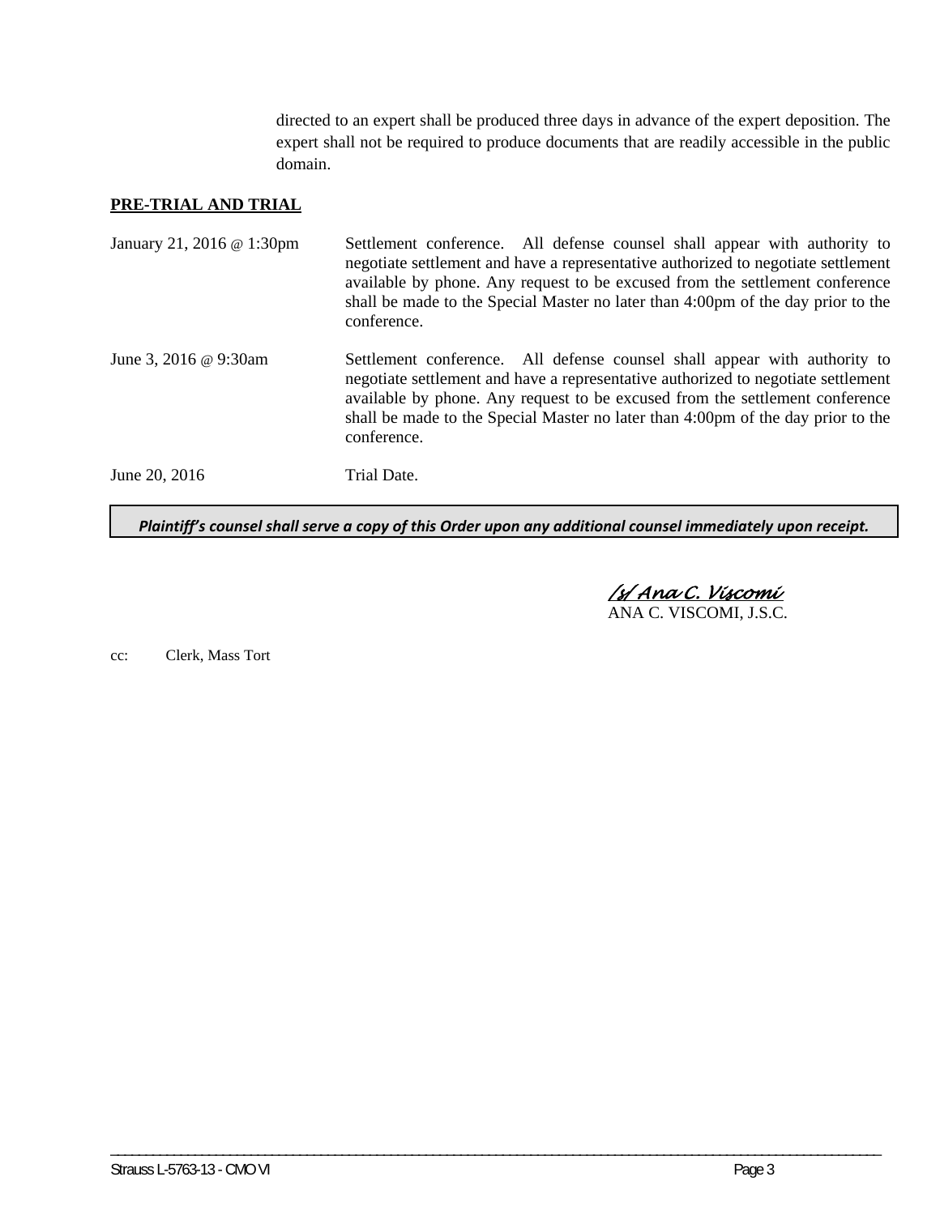directed to an expert shall be produced three days in advance of the expert deposition. The expert shall not be required to produce documents that are readily accessible in the public domain.

**PRE-TRIAL AND TRIAL**

| | |
|---|---|
| January 21, 2016 @ 1:30pm | Settlement conference. All defense counsel shall appear with authority to negotiate settlement and have a representative authorized to negotiate settlement available by phone. Any request to be excused from the settlement conference shall be made to the Special Master no later than 4:00pm of the day prior to the conference. |
| June 3, 2016 @ 9:30am | Settlement conference. All defense counsel shall appear with authority to negotiate settlement and have a representative authorized to negotiate settlement available by phone. Any request to be excused from the settlement conference shall be made to the Special Master no later than 4:00pm of the day prior to the conference. |
| June 20, 2016 | Trial Date. |

***Plaintiff's counsel shall serve a copy of this Order upon any additional counsel immediately upon receipt.***

*/s/ Ana C. Viscomi*
ANA C. VISCOMI, J.S.C.

cc: Clerk, Mass Tort